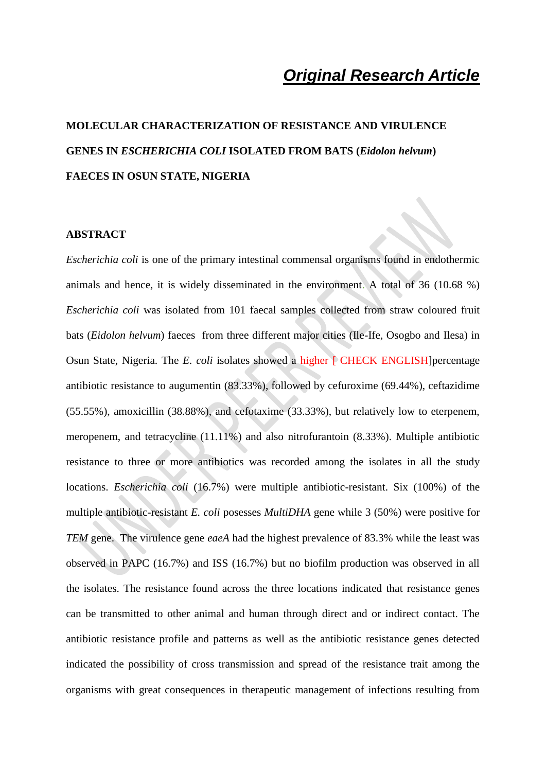*Original Research Article*

# MOLECULAR CHARACTERIZATION OF RESISTANCE AND VIRULENCE GENES IN *ESCHERICHIA COLI* ISOLATED FROM BATS (*Eidolon helvum*) FAECES IN OSUN STATE, NIGERIA

## ABSTRACT

*Escherichia coli* is one of the primary intestinal commensal organisms found in endothermic animals and hence, it is widely disseminated in the environment. A total of 36 (10.68 %) *Escherichia coli* was isolated from 101 faecal samples collected from straw coloured fruit bats (*Eidolon helvum*) faeces from three different major cities (Ile-Ife, Osogbo and Ilesa) in Osun State, Nigeria. The *E. coli* isolates showed a higher [ CHECK ENGLISH]percentage antibiotic resistance to augumentin (83.33%), followed by cefuroxime (69.44%), ceftazidime (55.55%), amoxicillin (38.88%), and cefotaxime (33.33%), but relatively low to eterpenem, meropenem, and tetracycline (11.11%) and also nitrofurantoin (8.33%). Multiple antibiotic resistance to three or more antibiotics was recorded among the isolates in all the study locations. *Escherichia coli* (16.7%) were multiple antibiotic-resistant. Six (100%) of the multiple antibiotic-resistant *E. coli* posesses *MultiDHA* gene while 3 (50%) were positive for *TEM* gene. The virulence gene *eaeA* had the highest prevalence of 83.3% while the least was observed in PAPC (16.7%) and ISS (16.7%) but no biofilm production was observed in all the isolates. The resistance found across the three locations indicated that resistance genes can be transmitted to other animal and human through direct and or indirect contact. The antibiotic resistance profile and patterns as well as the antibiotic resistance genes detected indicated the possibility of cross transmission and spread of the resistance trait among the organisms with great consequences in therapeutic management of infections resulting from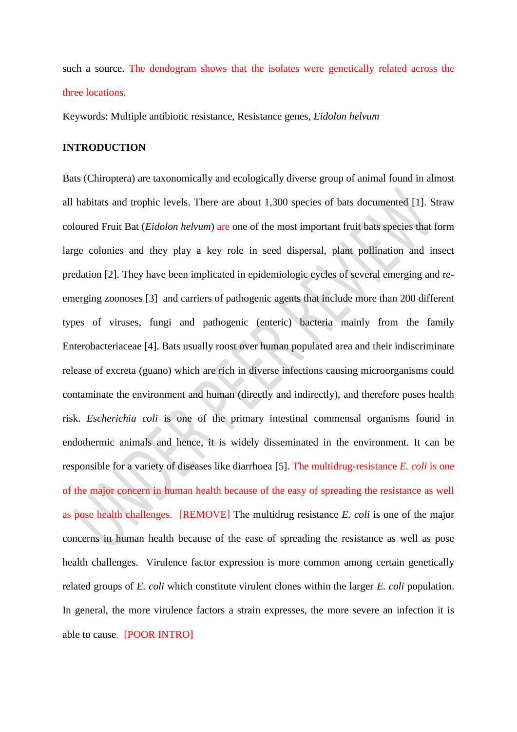such a source. The dendogram shows that the isolates were genetically related across the three locations.

Keywords: Multiple antibiotic resistance, Resistance genes, *Eidolon helvum*

**INTRODUCTION**

Bats (Chiroptera) are taxonomically and ecologically diverse group of animal found in almost all habitats and trophic levels. There are about 1,300 species of bats documented [1]. Straw coloured Fruit Bat (*Eidolon helvum*) are one of the most important fruit bats species that form large colonies and they play a key role in seed dispersal, plant pollination and insect predation [2]. They have been implicated in epidemiologic cycles of several emerging and re-emerging zoonoses [3] and carriers of pathogenic agents that include more than 200 different types of viruses, fungi and pathogenic (enteric) bacteria mainly from the family Enterobacteriaceae [4]. Bats usually roost over human populated area and their indiscriminate release of excreta (guano) which are rich in diverse infections causing microorganisms could contaminate the environment and human (directly and indirectly), and therefore poses health risk. *Escherichia coli* is one of the primary intestinal commensal organisms found in endothermic animals and hence, it is widely disseminated in the environment. It can be responsible for a variety of diseases like diarrhoea [5]. The multidrug-resistance *E. coli* is one of the major concern in human health because of the easy of spreading the resistance as well as pose health challenges. [REMOVE] The multidrug resistance *E. coli* is one of the major concerns in human health because of the ease of spreading the resistance as well as pose health challenges. Virulence factor expression is more common among certain genetically related groups of *E. coli* which constitute virulent clones within the larger *E. coli* population. In general, the more virulence factors a strain expresses, the more severe an infection it is able to cause. [POOR INTRO]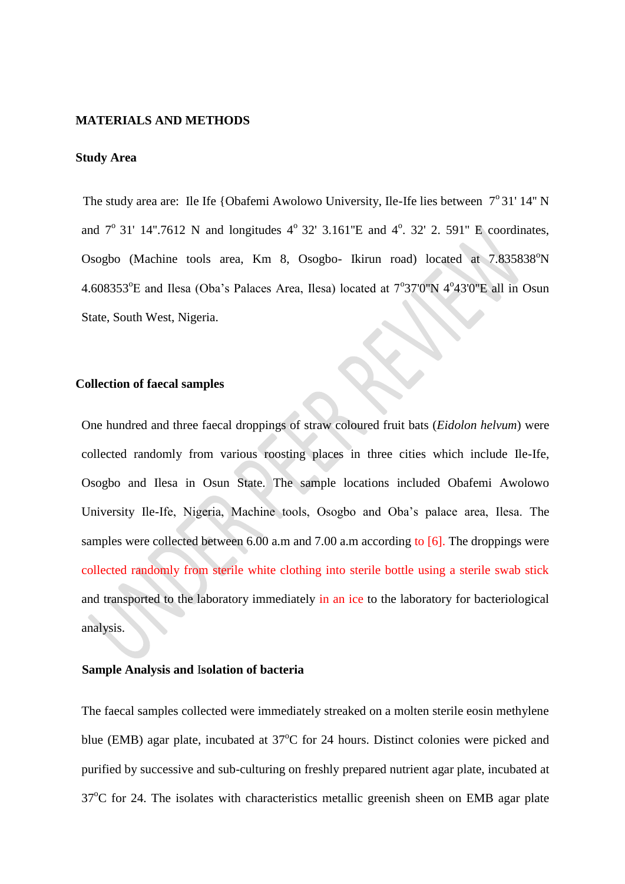## MATERIALS AND METHODS

### Study Area

The study area are: Ile Ife {Obafemi Awolowo University, Ile-Ife lies between 7$^{o}$ 31' 14" N and 7$^{o}$ 31' 14".7612 N and longitudes 4$^{o}$ 32' 3.161"E and 4$^{o}$. 32' 2. 591" E coordinates, Osogbo (Machine tools area, Km 8, Osogbo- Ikirun road) located at 7.835838$^{o}$N 4.608353$^{o}$E and Ilesa (Oba's Palaces Area, Ilesa) located at 7$^{o}$37'0"N 4$^{o}$43'0"E all in Osun State, South West, Nigeria.

### Collection of faecal samples

One hundred and three faecal droppings of straw coloured fruit bats (*Eidolon helvum*) were collected randomly from various roosting places in three cities which include Ile-Ife, Osogbo and Ilesa in Osun State. The sample locations included Obafemi Awolowo University Ile-Ife, Nigeria, Machine tools, Osogbo and Oba's palace area, Ilesa. The samples were collected between 6.00 a.m and 7.00 a.m according to [6]. The droppings were collected randomly from sterile white clothing into sterile bottle using a sterile swab stick and transported to the laboratory immediately in an ice to the laboratory for bacteriological analysis.

### Sample Analysis and Isolation of bacteria

The faecal samples collected were immediately streaked on a molten sterile eosin methylene blue (EMB) agar plate, incubated at 37$^{o}$C for 24 hours. Distinct colonies were picked and purified by successive and sub-culturing on freshly prepared nutrient agar plate, incubated at 37$^{o}$C for 24. The isolates with characteristics metallic greenish sheen on EMB agar plate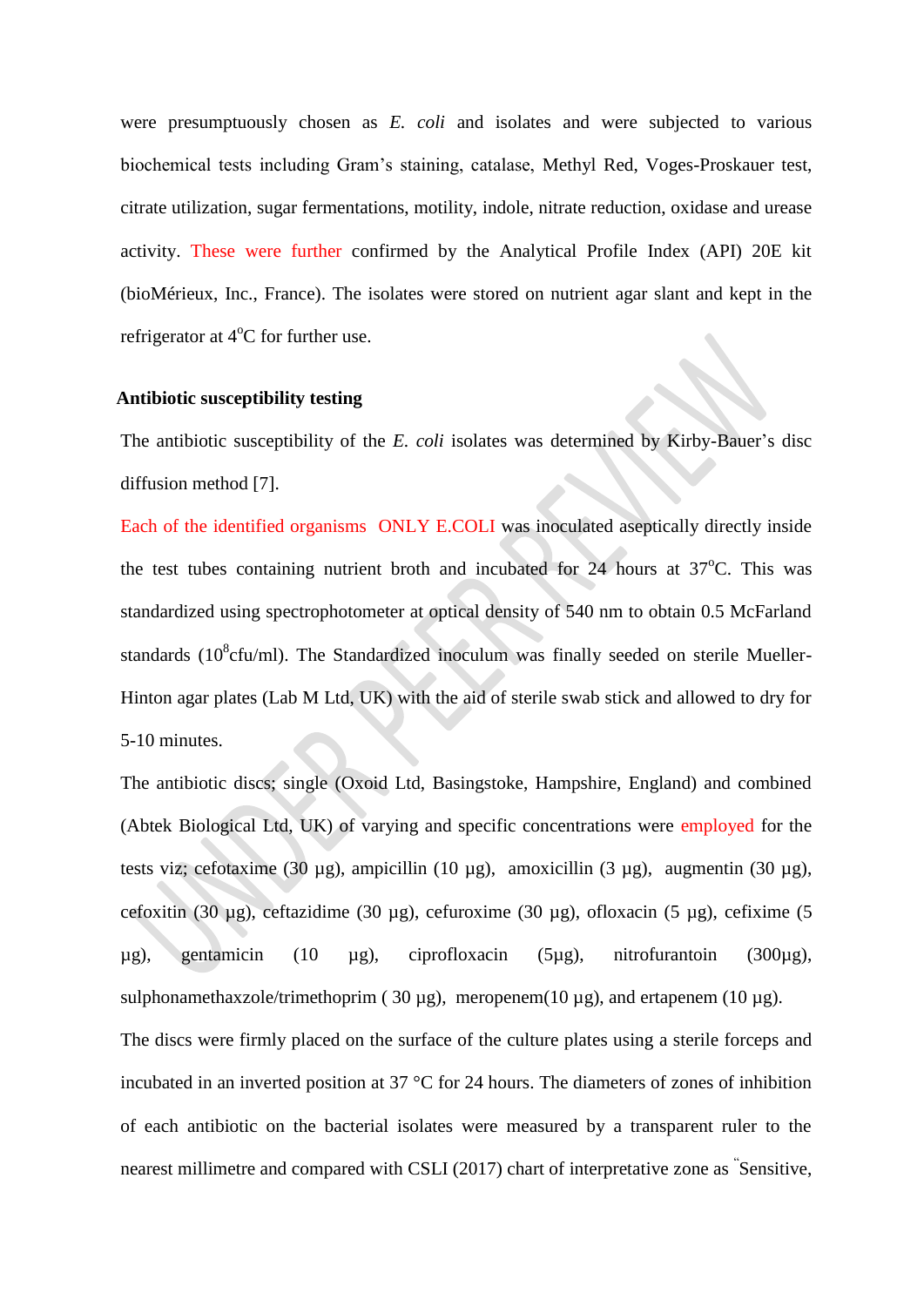were presumptuously chosen as *E. coli* and isolates and were subjected to various biochemical tests including Gram's staining, catalase, Methyl Red, Voges-Proskauer test, citrate utilization, sugar fermentations, motility, indole, nitrate reduction, oxidase and urease activity. These were further confirmed by the Analytical Profile Index (API) 20E kit (bioMérieux, Inc., France). The isolates were stored on nutrient agar slant and kept in the refrigerator at 4$^{o}$C for further use.

**Antibiotic susceptibility testing**

The antibiotic susceptibility of the *E. coli* isolates was determined by Kirby-Bauer's disc diffusion method [7].

Each of the identified organisms ONLY E.COLI was inoculated aseptically directly inside the test tubes containing nutrient broth and incubated for 24 hours at 37$^{o}$C. This was standardized using spectrophotometer at optical density of 540 nm to obtain 0.5 McFarland standards ($10^{8}$cfu/ml). The Standardized inoculum was finally seeded on sterile Mueller-Hinton agar plates (Lab M Ltd, UK) with the aid of sterile swab stick and allowed to dry for 5-10 minutes.

The antibiotic discs; single (Oxoid Ltd, Basingstoke, Hampshire, England) and combined (Abtek Biological Ltd, UK) of varying and specific concentrations were employed for the tests viz; cefotaxime (30 µg), ampicillin (10 µg), amoxicillin (3 µg), augmentin (30 µg), cefoxitin (30 µg), ceftazidime (30 µg), cefuroxime (30 µg), ofloxacin (5 µg), cefixime (5 µg), gentamicin (10 µg), ciprofloxacin (5µg), nitrofurantoin (300µg), sulphonamethaxzole/trimethoprim ( 30 µg), meropenem(10 µg), and ertapenem (10 µg).

The discs were firmly placed on the surface of the culture plates using a sterile forceps and incubated in an inverted position at 37 °C for 24 hours. The diameters of zones of inhibition of each antibiotic on the bacterial isolates were measured by a transparent ruler to the nearest millimetre and compared with CSLI (2017) chart of interpretative zone as "Sensitive,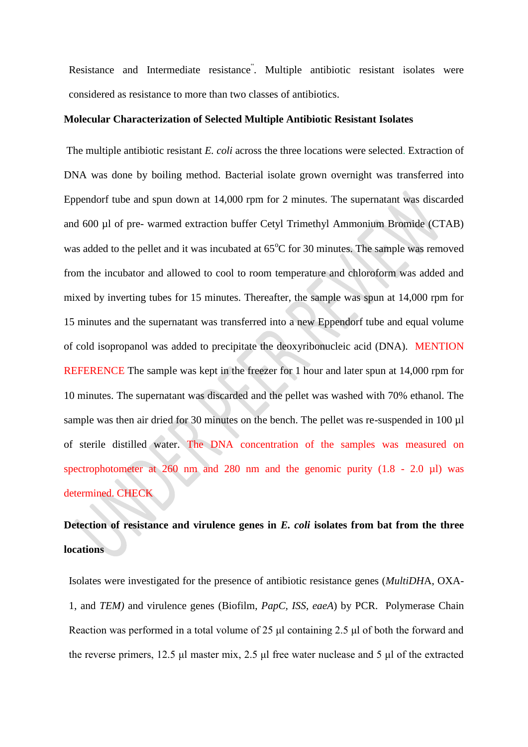Resistance and Intermediate resistance". Multiple antibiotic resistant isolates were considered as resistance to more than two classes of antibiotics.

**Molecular Characterization of Selected Multiple Antibiotic Resistant Isolates**

The multiple antibiotic resistant *E. coli* across the three locations were selected. Extraction of DNA was done by boiling method. Bacterial isolate grown overnight was transferred into Eppendorf tube and spun down at 14,000 rpm for 2 minutes. The supernatant was discarded and 600 µl of pre- warmed extraction buffer Cetyl Trimethyl Ammonium Bromide (CTAB) was added to the pellet and it was incubated at 65$^{o}$C for 30 minutes. The sample was removed from the incubator and allowed to cool to room temperature and chloroform was added and mixed by inverting tubes for 15 minutes. Thereafter, the sample was spun at 14,000 rpm for 15 minutes and the supernatant was transferred into a new Eppendorf tube and equal volume of cold isopropanol was added to precipitate the deoxyribonucleic acid (DNA). MENTION REFERENCE The sample was kept in the freezer for 1 hour and later spun at 14,000 rpm for 10 minutes. The supernatant was discarded and the pellet was washed with 70% ethanol. The sample was then air dried for 30 minutes on the bench. The pellet was re-suspended in 100 µl of sterile distilled water. The DNA concentration of the samples was measured on spectrophotometer at 260 nm and 280 nm and the genomic purity (1.8 - 2.0 µl) was determined. CHECK

**Detection of resistance and virulence genes in *E. coli* isolates from bat from the three locations**

Isolates were investigated for the presence of antibiotic resistance genes (*MultiDH*A, OXA-1, and *TEM)* and virulence genes (Biofilm, *PapC*, *ISS*, *eaeA*) by PCR. Polymerase Chain Reaction was performed in a total volume of 25 µl containing 2.5 µl of both the forward and the reverse primers, 12.5 µl master mix, 2.5 µl free water nuclease and 5 µl of the extracted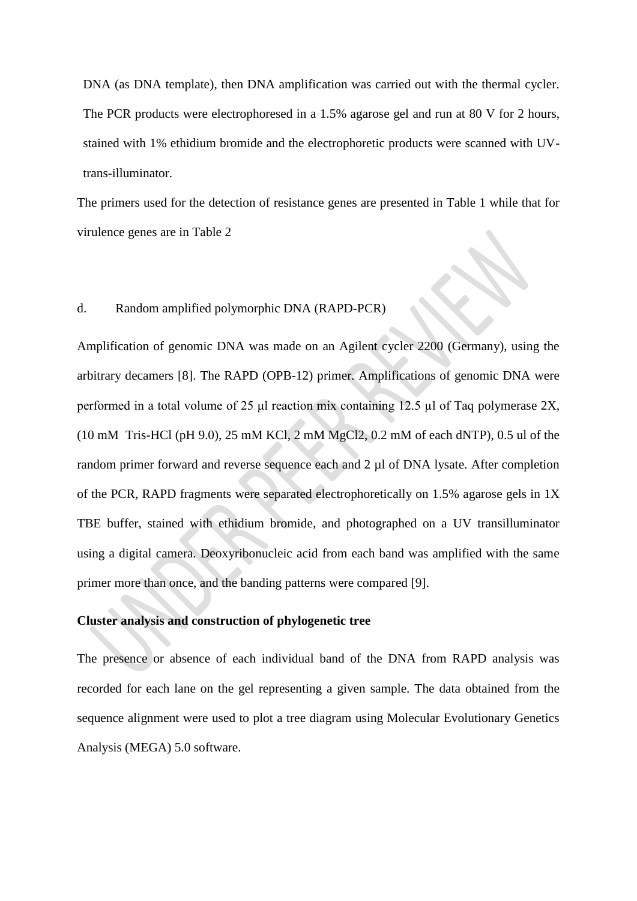DNA (as DNA template), then DNA amplification was carried out with the thermal cycler. The PCR products were electrophoresed in a 1.5% agarose gel and run at 80 V for 2 hours, stained with 1% ethidium bromide and the electrophoretic products were scanned with UV-trans-illuminator.

The primers used for the detection of resistance genes are presented in Table 1 while that for virulence genes are in Table 2

d. Random amplified polymorphic DNA (RAPD-PCR)

Amplification of genomic DNA was made on an Agilent cycler 2200 (Germany), using the arbitrary decamers [8]. The RAPD (OPB-12) primer. Amplifications of genomic DNA were performed in a total volume of 25 μl reaction mix containing 12.5 μl of Taq polymerase 2X, (10 mM Tris-HCl (pH 9.0), 25 mM KCl, 2 mM $MgCl_2$, 0.2 mM of each dNTP), 0.5 ul of the random primer forward and reverse sequence each and 2 μl of DNA lysate. After completion of the PCR, RAPD fragments were separated electrophoretically on 1.5% agarose gels in 1X TBE buffer, stained with ethidium bromide, and photographed on a UV transilluminator using a digital camera. Deoxyribonucleic acid from each band was amplified with the same primer more than once, and the banding patterns were compared [9].

**Cluster analysis and construction of phylogenetic tree**

The presence or absence of each individual band of the DNA from RAPD analysis was recorded for each lane on the gel representing a given sample. The data obtained from the sequence alignment were used to plot a tree diagram using Molecular Evolutionary Genetics Analysis (MEGA) 5.0 software.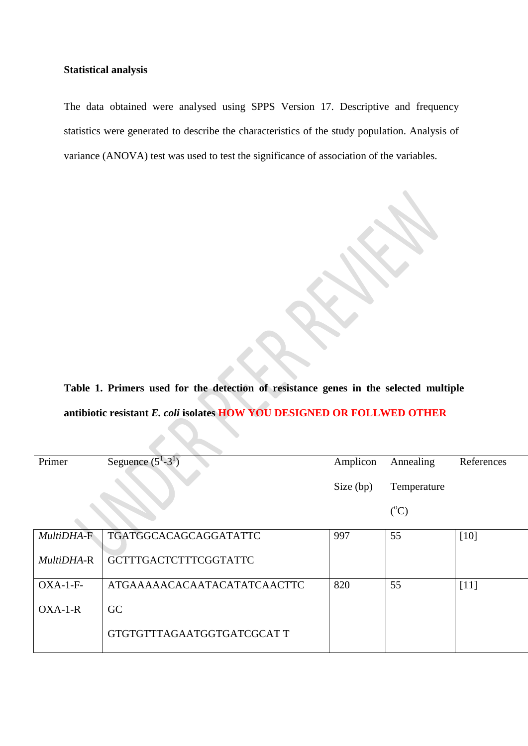**Statistical analysis**

The data obtained were analysed using SPPS Version 17. Descriptive and frequency statistics were generated to describe the characteristics of the study population. Analysis of variance (ANOVA) test was used to test the significance of association of the variables.

**Table 1. Primers used for the detection of resistance genes in the selected multiple antibiotic resistant *E. coli* isolates** **HOW YOU DESIGNED OR FOLLWED OTHER**

| Primer | Segeuence (5[1]-3[1]) | Amplicon Size (bp) | Annealing Temperature ($^{o}$C) | References |
|---|---|---|---|---|
| *MultiDHA*-F<br>*MultiDHA*-R | TGATGGCACAGCAGGATATTC<br>GCTTTGACTCTTTCGGTATTC | 997 | 55 | [10] |
| OXA-1-F-<br>OXA-1-R | ATGAAAAACACAATACATATCAACTTC<br>GC<br>GTGTGTTTAGAATGGTGATCGCAT T | 820 | 55 | [11] |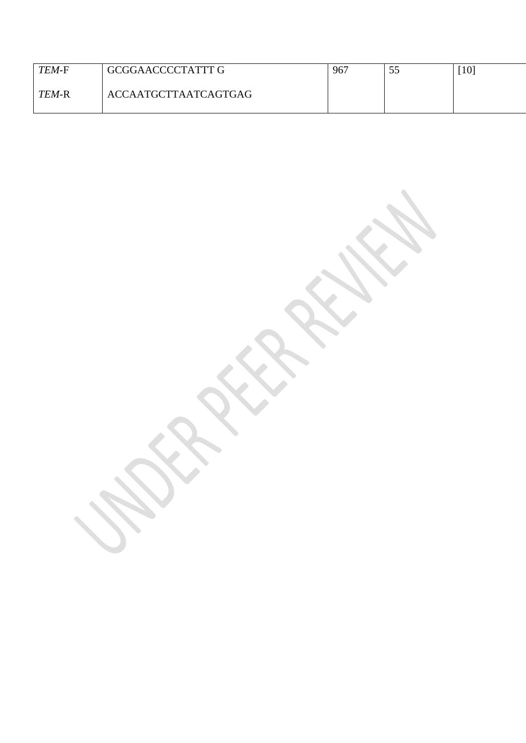| | | | | |
|---|---|---|---|---|
| *TEM*-F | GCGGAACCCCTATTT G | 967 | 55 | [10] |
| *TEM*-R | ACCAATGCTTAATCAGTGAG | | | |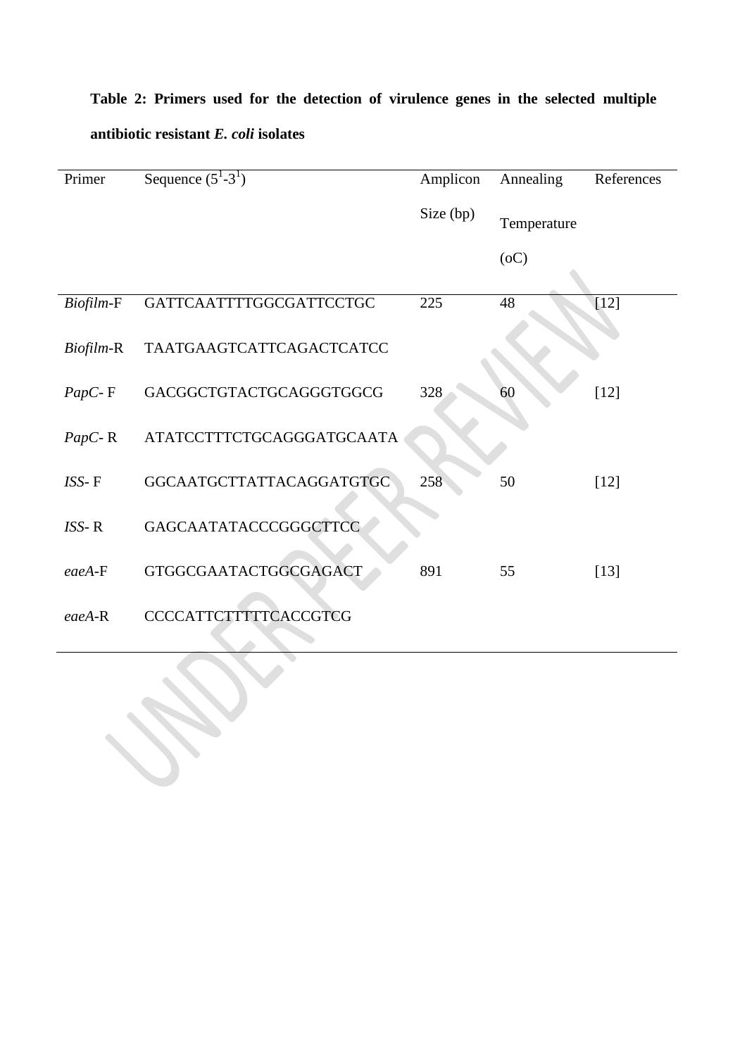**Table 2: Primers used for the detection of virulence genes in the selected multiple antibiotic resistant *E. coli* isolates**

| Primer | Sequence (5[1]-3[1]) | Amplicon Size (bp) | Annealing Temperature (oC) | References |
|---|---|---|---|---|
| *Biofilm*-F | GATTCAATTTTGGCGATTCCTGC | 225 | 48 | [12] |
| *Biofilm*-R | TAATGAAGTCATTCAGACTCATCC | | | |
| *PapC*- F | GACGGCTGTACTGCAGGGTGGCG | 328 | 60 | [12] |
| *PapC*- R | ATATCCTTTCTGCAGGGATGCAATA | | | |
| *ISS*- F | GGCAATGCTTATTACAGGATGTGC | 258 | 50 | [12] |
| *ISS*- R | GAGCAATATACCCGGGCTTCC | | | |
| *eaeA*-F | GTGGCGAATACTGGCGAGACT | 891 | 55 | [13] |
| *eaeA*-R | CCCCATTCTTTTTCACCGTCG | | | |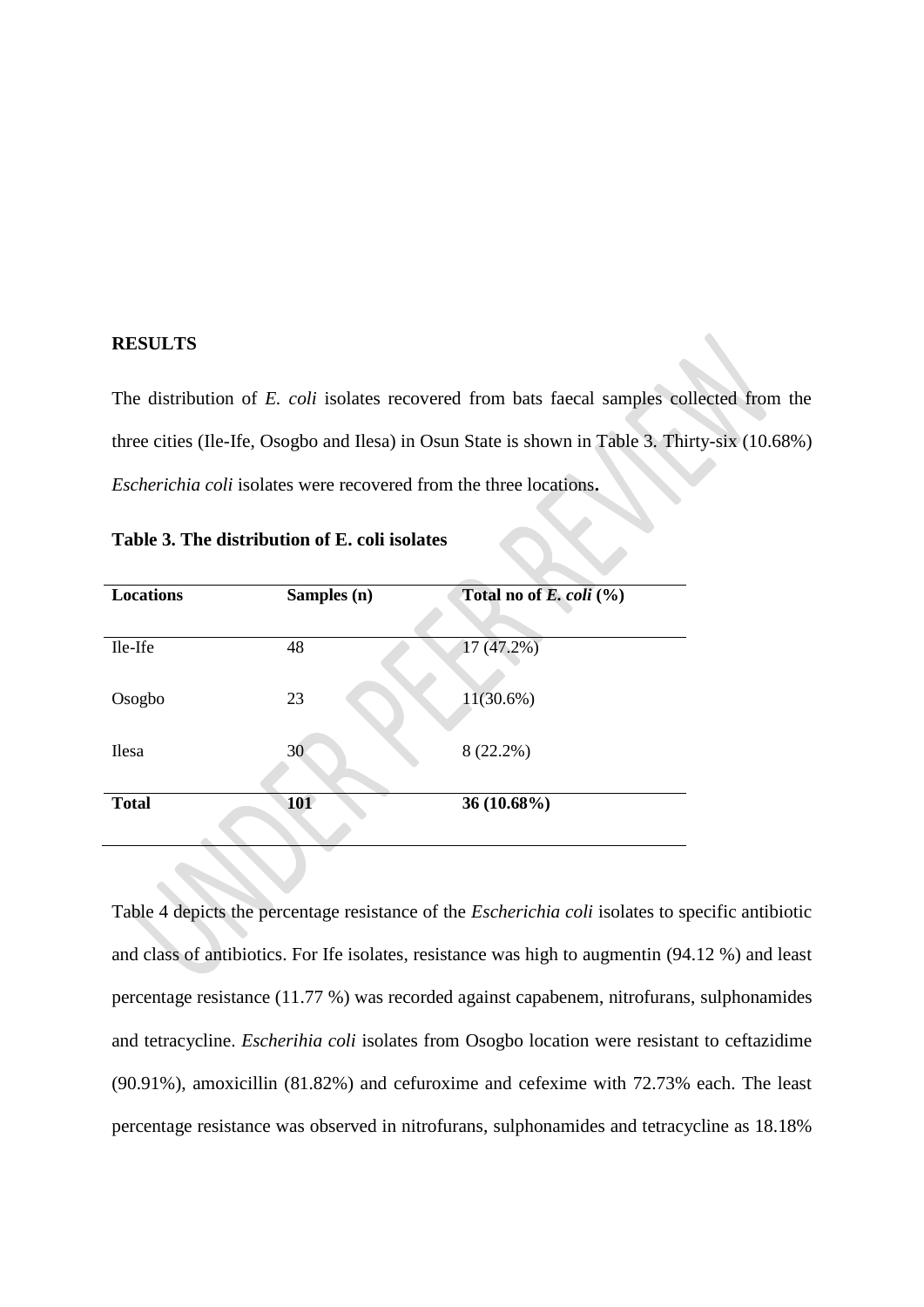## RESULTS

The distribution of *E. coli* isolates recovered from bats faecal samples collected from the three cities (Ile-Ife, Osogbo and Ilesa) in Osun State is shown in Table 3. Thirty-six (10.68%) *Escherichia coli* isolates were recovered from the three locations**.**

**Table 3. The distribution of E. coli isolates**

| **Locations** | **Samples (n)** | **Total no of *E. coli* (%)** |
|---|---|---|
| Ile-Ife | 48 | 17 (47.2%) |
| Osogbo | 23 | 11(30.6%) |
| Ilesa | 30 | 8 (22.2%) |
| **Total** | **101** | **36 (10.68%)** |

Table 4 depicts the percentage resistance of the *Escherichia coli* isolates to specific antibiotic and class of antibiotics. For Ife isolates, resistance was high to augmentin (94.12 %) and least percentage resistance (11.77 %) was recorded against capabenem, nitrofurans, sulphonamides and tetracycline. *Escherihia coli* isolates from Osogbo location were resistant to ceftazidime (90.91%), amoxicillin (81.82%) and cefuroxime and cefexime with 72.73% each. The least percentage resistance was observed in nitrofurans, sulphonamides and tetracycline as 18.18%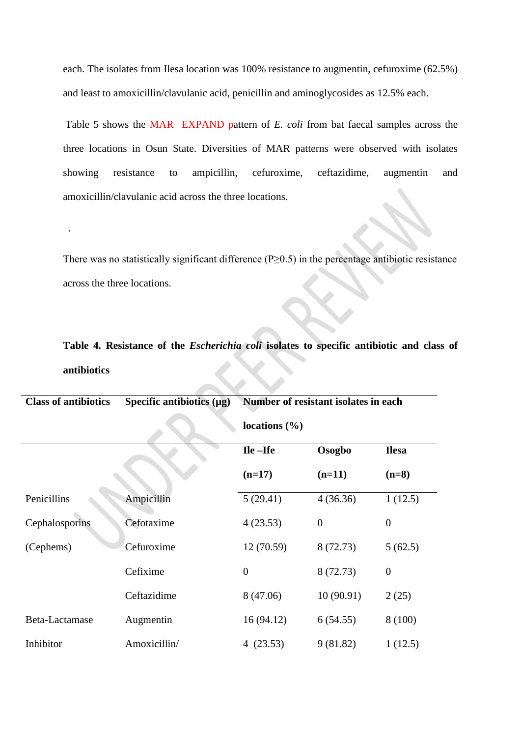each. The isolates from Ilesa location was 100% resistance to augmentin, cefuroxime (62.5%) and least to amoxicillin/clavulanic acid, penicillin and aminoglycosides as 12.5% each.

Table 5 shows the MAR EXPAND pattern of *E. coli* from bat faecal samples across the three locations in Osun State. Diversities of MAR patterns were observed with isolates showing resistance to ampicillin, cefuroxime, ceftazidime, augmentin and amoxicillin/clavulanic acid across the three locations.

.

There was no statistically significant difference (P≥0.5) in the percentage antibiotic resistance across the three locations.

**Table 4. Resistance of the *Escherichia coli* isolates to specific antibiotic and class of antibiotics**

| Class of antibiotics | Specific antibiotics (µg) | Number of resistant isolates in each locations (%) | | |
|---|---|---|---|---|
| | | Ile –Ife (n=17) | Osogbo (n=11) | Ilesa (n=8) |
| Penicillins | Ampicillin | 5 (29.41) | 4 (36.36) | 1 (12.5) |
| Cephalosporins | Cefotaxime | 4 (23.53) | 0 | 0 |
| (Cephems) | Cefuroxime | 12 (70.59) | 8 (72.73) | 5 (62.5) |
| | Cefixime | 0 | 8 (72.73) | 0 |
| | Ceftazidime | 8 (47.06) | 10 (90.91) | 2 (25) |
| Beta-Lactamase | Augmentin | 16 (94.12) | 6 (54.55) | 8 (100) |
| Inhibitor | Amoxicillin/ | 4 (23.53) | 9 (81.82) | 1 (12.5) |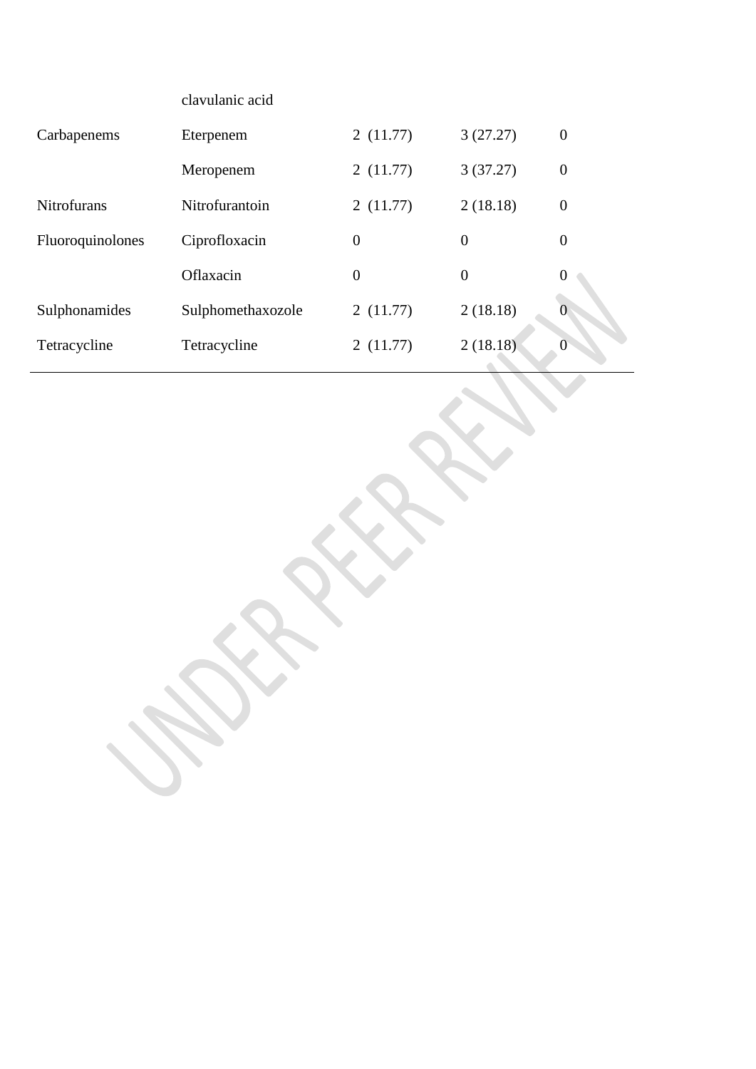| | | | | |
|---|---|---|---|---|
| | clavulanic acid | | | |
| Carbapenems | Eterpenem | 2 (11.77) | 3 (27.27) | 0 |
| | Meropenem | 2 (11.77) | 3 (37.27) | 0 |
| Nitrofurans | Nitrofurantoin | 2 (11.77) | 2 (18.18) | 0 |
| Fluoroquinolones | Ciprofloxacin | 0 | 0 | 0 |
| | Oflaxacin | 0 | 0 | 0 |
| Sulphonamides | Sulphomethaxozole | 2 (11.77) | 2 (18.18) | 0 |
| Tetracycline | Tetracycline | 2 (11.77) | 2 (18.18) | 0 |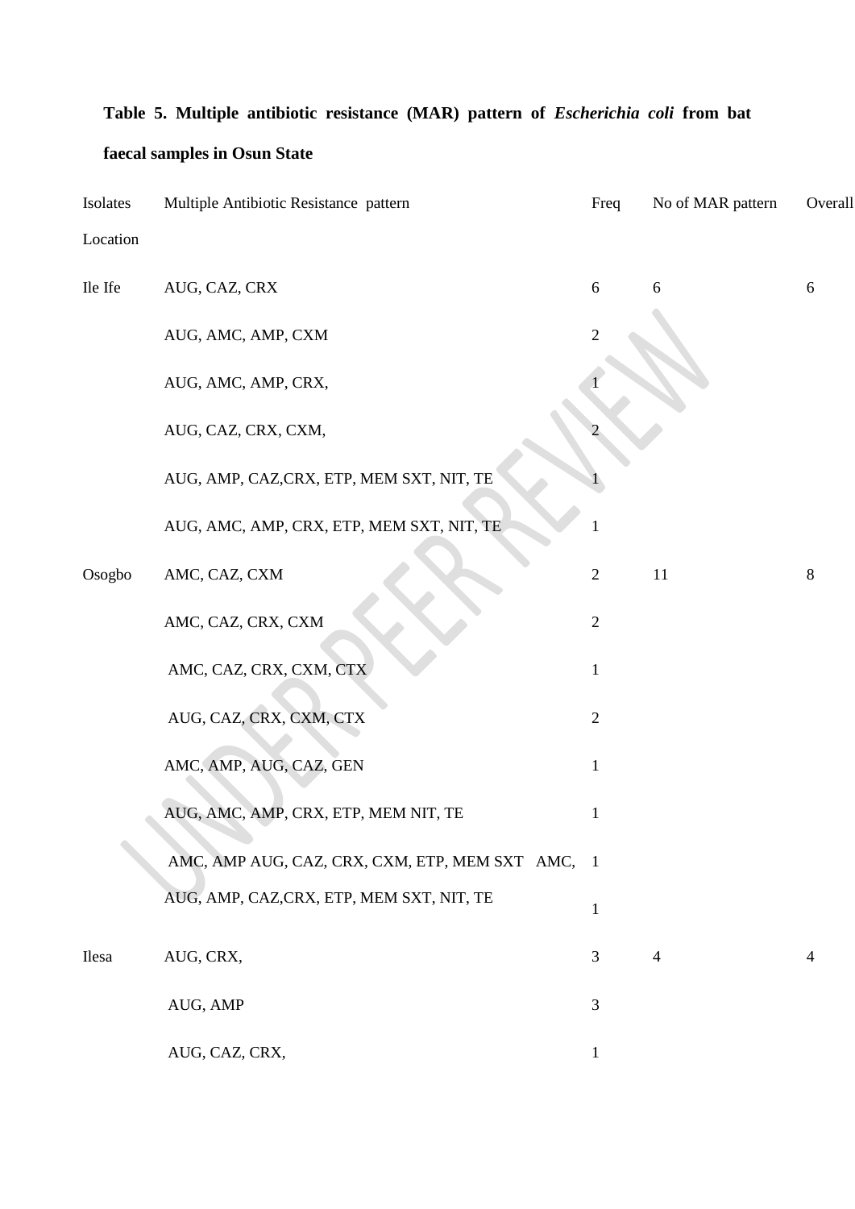**Table 5. Multiple antibiotic resistance (MAR) pattern of *Escherichia coli* from bat faecal samples in Osun State**

| Isolates Location | Multiple Antibiotic Resistance pattern | Freq | No of MAR pattern | Overall |
|---|---|---|---|---|
| Ile Ife | AUG, CAZ, CRX | 6 | 6 | 6 |
| | AUG, AMC, AMP, CXM | 2 | | |
| | AUG, AMC, AMP, CRX, | 1 | | |
| | AUG, CAZ, CRX, CXM, | 2 | | |
| | AUG, AMP, CAZ,CRX, ETP, MEM SXT, NIT, TE | 1 | | |
| | AUG, AMC, AMP, CRX, ETP, MEM SXT, NIT, TE | 1 | | |
| Osogbo | AMC, CAZ, CXM | 2 | 11 | 8 |
| | AMC, CAZ, CRX, CXM | 2 | | |
| | AMC, CAZ, CRX, CXM, CTX | 1 | | |
| | AUG, CAZ, CRX, CXM, CTX | 2 | | |
| | AMC, AMP, AUG, CAZ, GEN | 1 | | |
| | AUG, AMC, AMP, CRX, ETP, MEM NIT, TE | 1 | | |
| | AMC, AMP AUG, CAZ, CRX, CXM, ETP, MEM SXT AMC, | 1 | | |
| | AUG, AMP, CAZ,CRX, ETP, MEM SXT, NIT, TE | 1 | | |
| Ilesa | AUG, CRX, | 3 | 4 | 4 |
| | AUG, AMP | 3 | | |
| | AUG, CAZ, CRX, | 1 | | |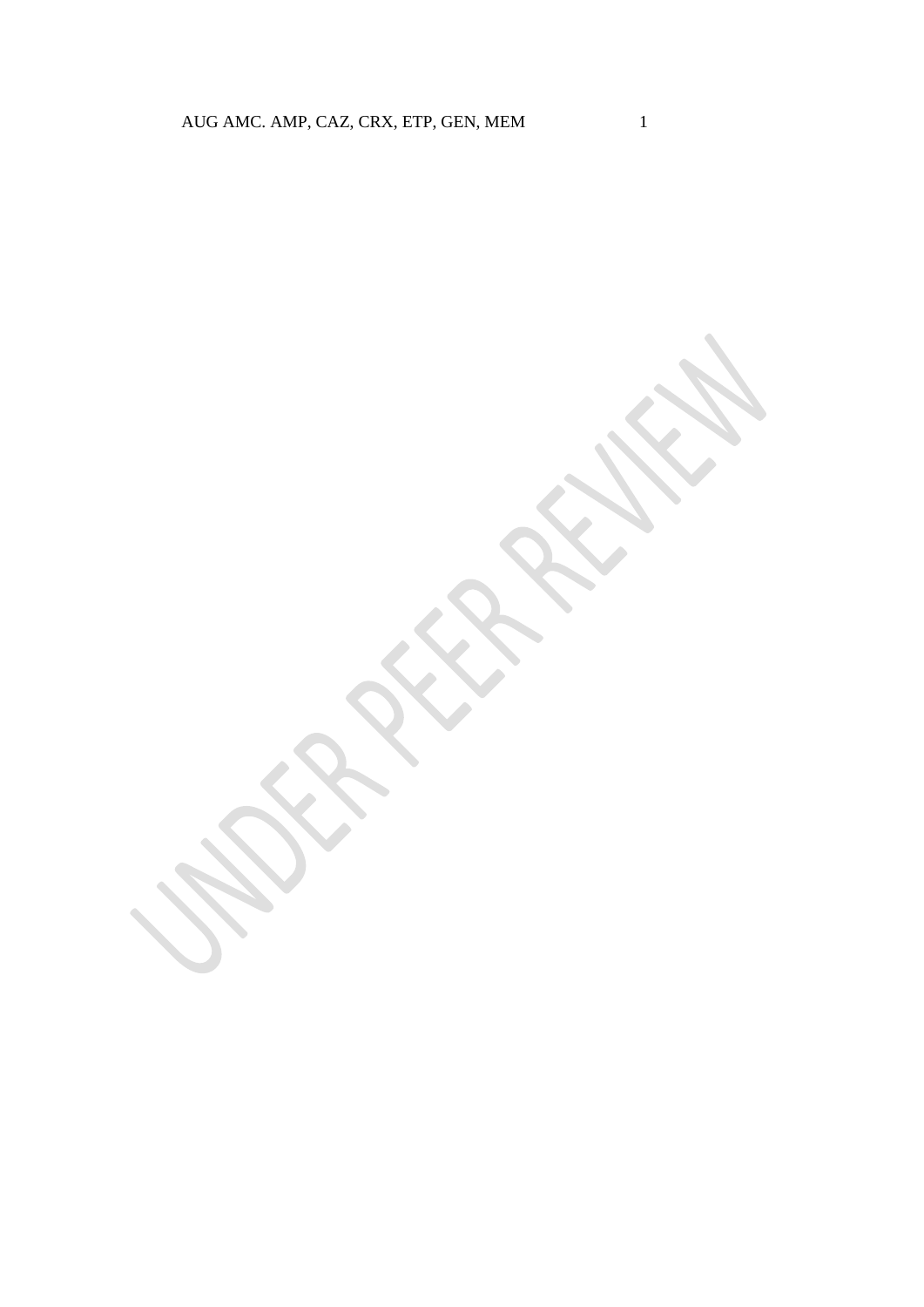AUG AMC. AMP, CAZ, CRX, ETP, GEN, MEM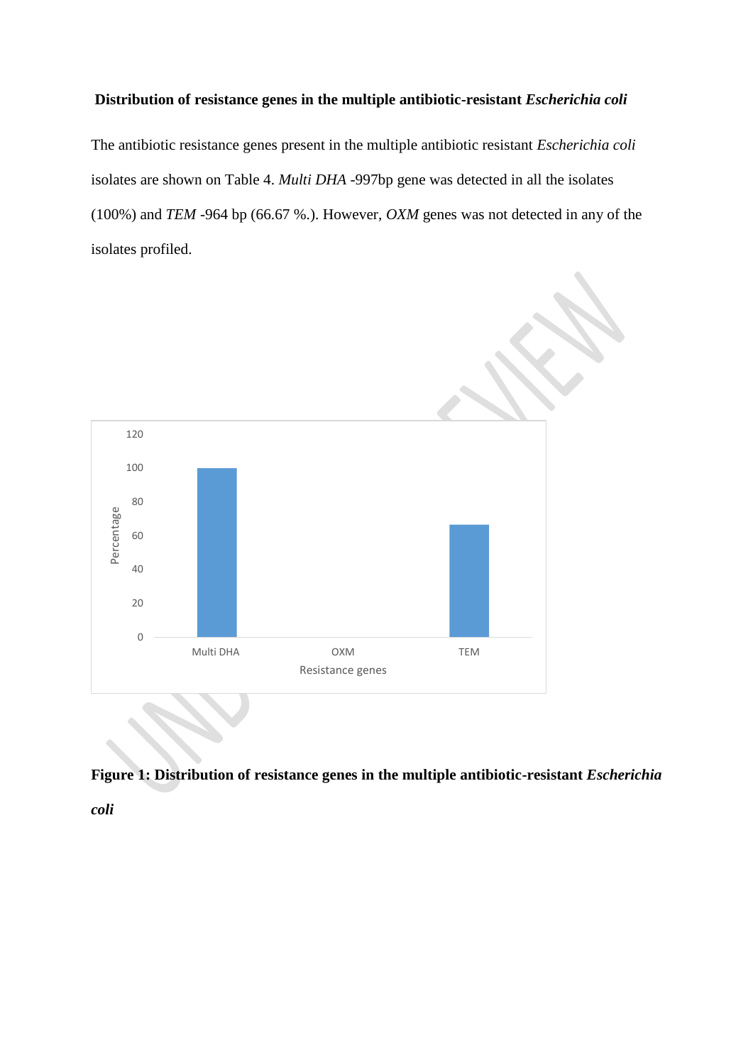**Distribution of resistance genes in the multiple antibiotic-resistant *Escherichia coli***

The antibiotic resistance genes present in the multiple antibiotic resistant *Escherichia coli* isolates are shown on Table 4. *Multi DHA* -997bp gene was detected in all the isolates (100%) and *TEM* -964 bp (66.67 %.). However, *OXM* genes was not detected in any of the isolates profiled.

**Figure 1: Distribution of resistance genes in the multiple antibiotic-resistant *Escherichia coli***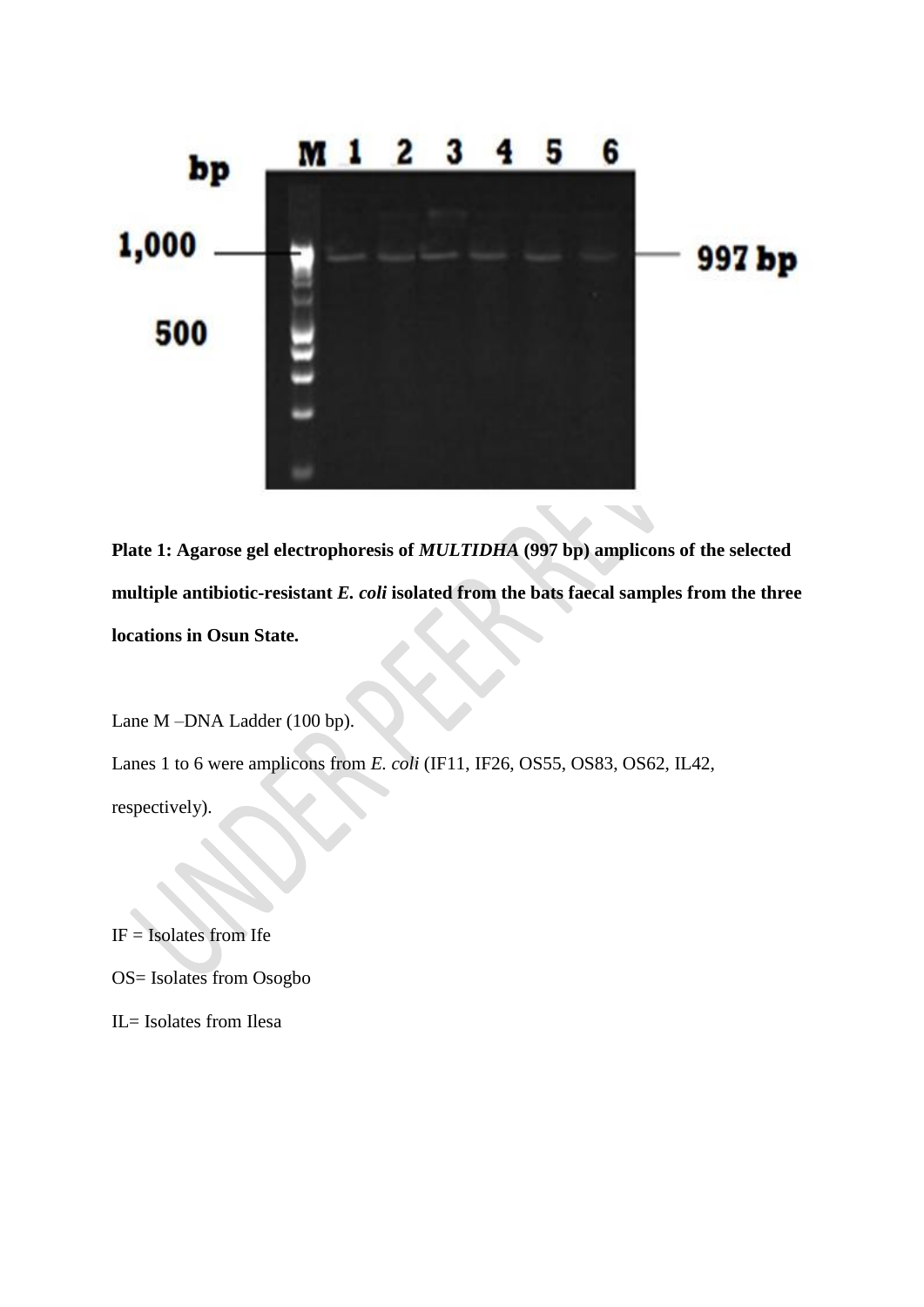**Plate 1: Agarose gel electrophoresis of *MULTIDHA* (997 bp) amplicons of the selected multiple antibiotic-resistant *E. coli* isolated from the bats faecal samples from the three locations in Osun State.**

Lane M –DNA Ladder (100 bp).

Lanes 1 to 6 were amplicons from *E. coli* (IF11, IF26, OS55, OS83, OS62, IL42, respectively).

IF = Isolates from Ife

OS= Isolates from Osogbo

IL= Isolates from Ilesa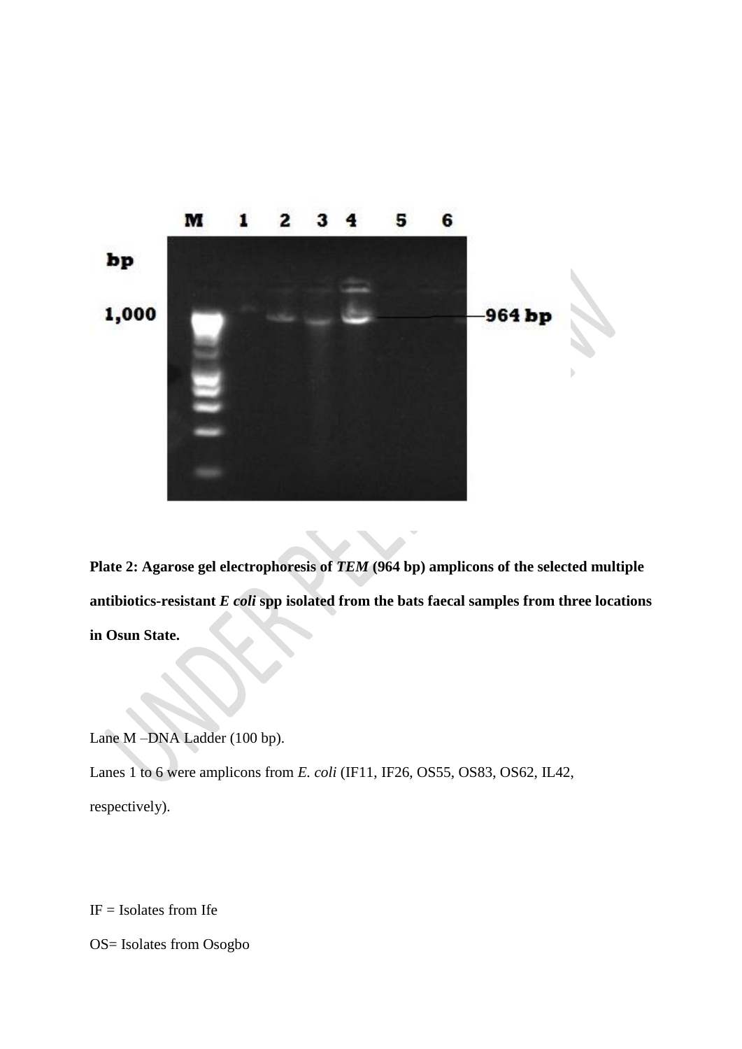**Plate 2: Agarose gel electrophoresis of *TEM* (964 bp) amplicons of the selected multiple antibiotics-resistant *E coli* spp isolated from the bats faecal samples from three locations in Osun State.**

Lane M –DNA Ladder (100 bp).

Lanes 1 to 6 were amplicons from *E. coli* (IF11, IF26, OS55, OS83, OS62, IL42, respectively).

IF = Isolates from Ife

OS= Isolates from Osogbo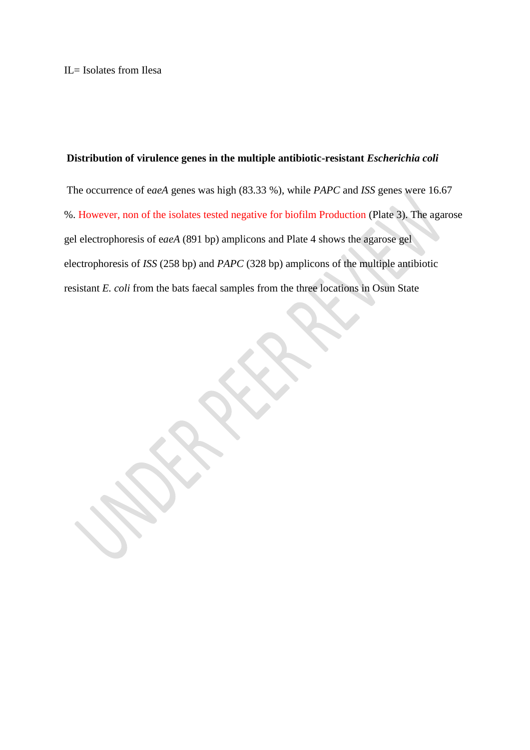IL= Isolates from Ilesa

**Distribution of virulence genes in the multiple antibiotic-resistant *Escherichia coli***

The occurrence of e*aeA* genes was high (83.33 %), while *PAPC* and *ISS* genes were 16.67 %. However, non of the isolates tested negative for biofilm Production (Plate 3). The agarose gel electrophoresis of e*aeA* (891 bp) amplicons and Plate 4 shows the agarose gel electrophoresis of *ISS* (258 bp) and *PAPC* (328 bp) amplicons of the multiple antibiotic resistant *E. coli* from the bats faecal samples from the three locations in Osun State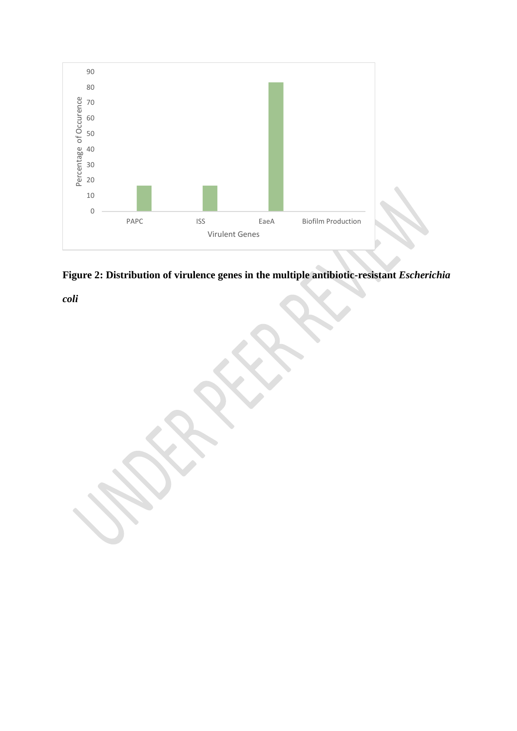**Figure 2: Distribution of virulence genes in the multiple antibiotic-resistant *Escherichia coli***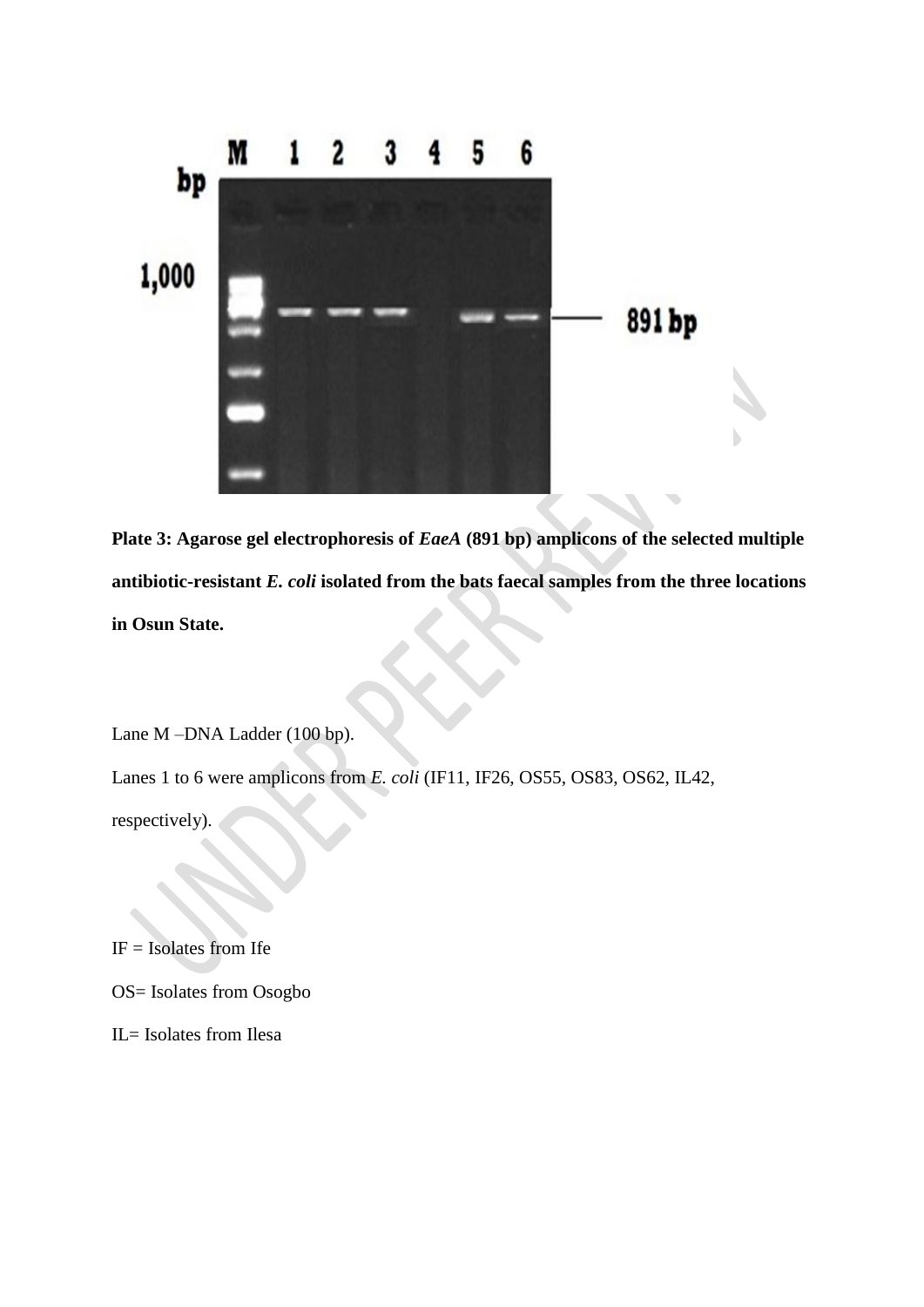**Plate 3: Agarose gel electrophoresis of *EaeA* (891 bp) amplicons of the selected multiple antibiotic-resistant *E. coli* isolated from the bats faecal samples from the three locations in Osun State.**

Lane M –DNA Ladder (100 bp).

Lanes 1 to 6 were amplicons from *E. coli* (IF11, IF26, OS55, OS83, OS62, IL42, respectively).

IF = Isolates from Ife

OS= Isolates from Osogbo

IL= Isolates from Ilesa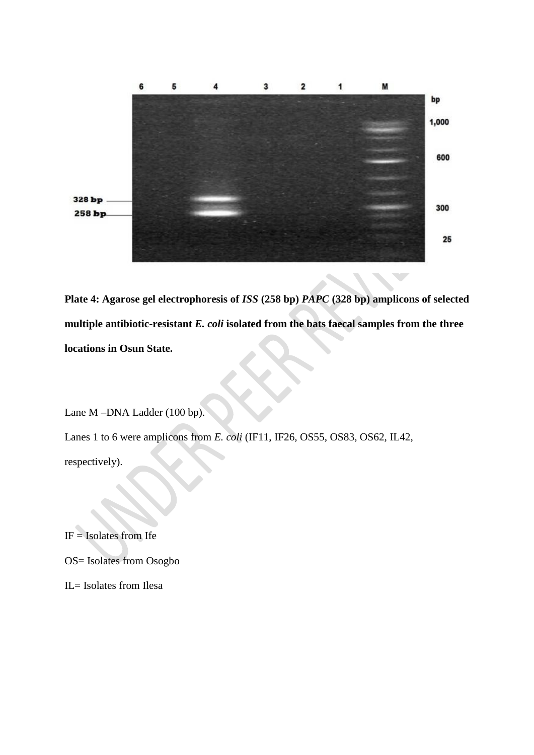**Plate 4: Agarose gel electrophoresis of *ISS* (258 bp) *PAPC* (328 bp) amplicons of selected multiple antibiotic-resistant *E. coli* isolated from the bats faecal samples from the three locations in Osun State.**

Lane M –DNA Ladder (100 bp).

Lanes 1 to 6 were amplicons from *E. coli* (IF11, IF26, OS55, OS83, OS62, IL42, respectively).

IF = Isolates from Ife

OS= Isolates from Osogbo

IL= Isolates from Ilesa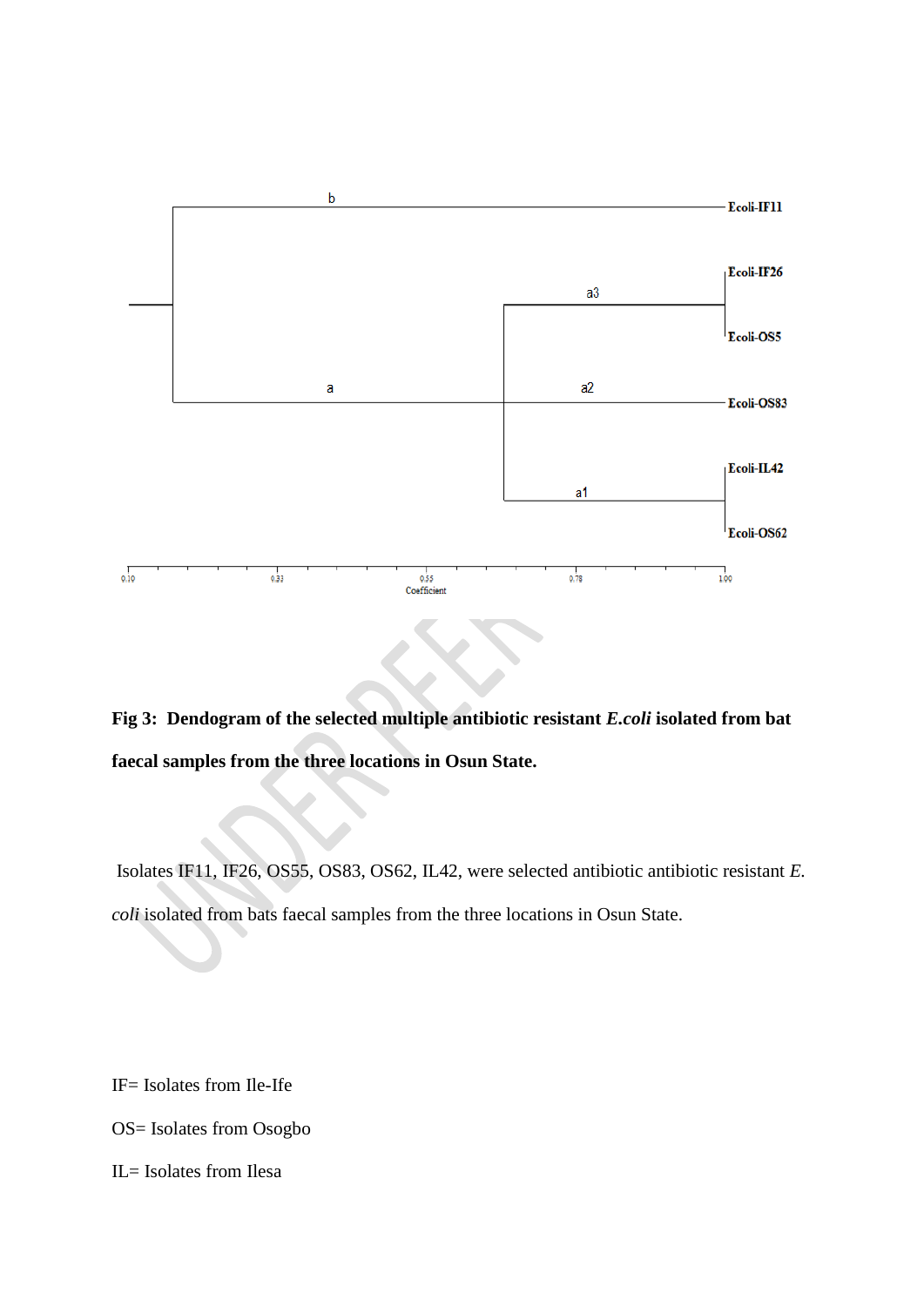**Fig 3: Dendogram of the selected multiple antibiotic resistant *E.coli* isolated from bat faecal samples from the three locations in Osun State.**

Isolates IF11, IF26, OS55, OS83, OS62, IL42, were selected antibiotic antibiotic resistant *E. coli* isolated from bats faecal samples from the three locations in Osun State.

IF= Isolates from Ile-Ife

OS= Isolates from Osogbo

IL= Isolates from Ilesa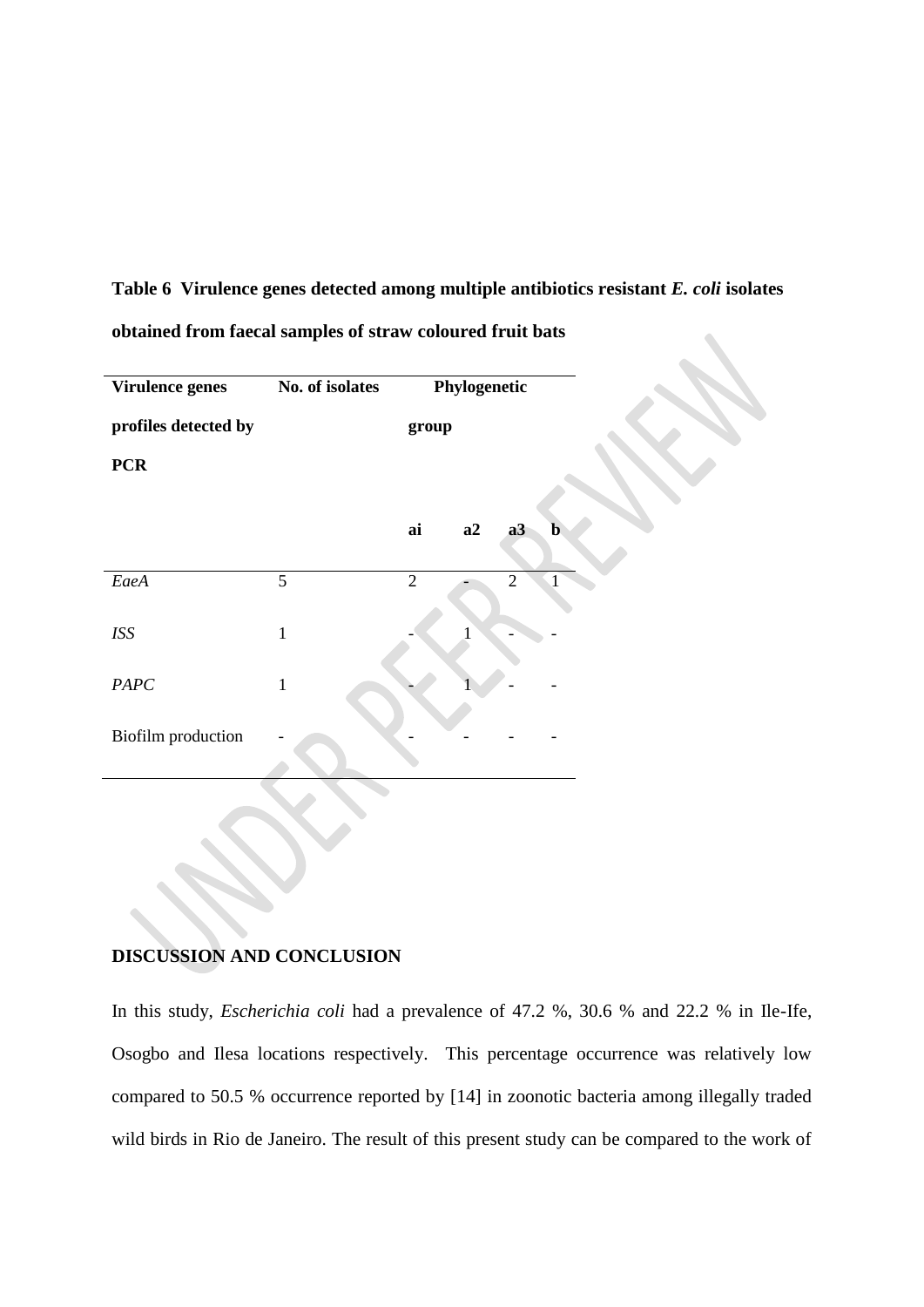**Table 6 Virulence genes detected among multiple antibiotics resistant *E. coli* isolates obtained from faecal samples of straw coloured fruit bats**

| Virulence genes profiles detected by PCR | No. of isolates | Phylogenetic group | | | |
|---|---|---|---|---|---|
| | | ai | a2 | a3 | b |
| *EaeA* | 5 | 2 | - | 2 | 1 |
| *ISS* | 1 | - | 1 | - | - |
| *PAPC* | 1 | - | 1 | - | - |
| Biofilm production | - | - | - | - | - |

## DISCUSSION AND CONCLUSION

In this study, *Escherichia coli* had a prevalence of 47.2 %, 30.6 % and 22.2 % in Ile-Ife, Osogbo and Ilesa locations respectively. This percentage occurrence was relatively low compared to 50.5 % occurrence reported by [14] in zoonotic bacteria among illegally traded wild birds in Rio de Janeiro. The result of this present study can be compared to the work of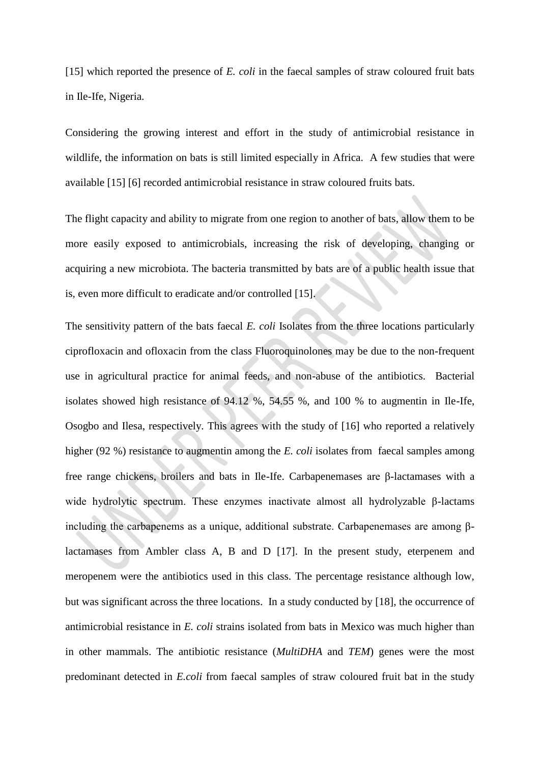[15] which reported the presence of *E. coli* in the faecal samples of straw coloured fruit bats in Ile-Ife, Nigeria.

Considering the growing interest and effort in the study of antimicrobial resistance in wildlife, the information on bats is still limited especially in Africa. A few studies that were available [15] [6] recorded antimicrobial resistance in straw coloured fruits bats.

The flight capacity and ability to migrate from one region to another of bats, allow them to be more easily exposed to antimicrobials, increasing the risk of developing, changing or acquiring a new microbiota. The bacteria transmitted by bats are of a public health issue that is, even more difficult to eradicate and/or controlled [15].

The sensitivity pattern of the bats faecal *E. coli* Isolates from the three locations particularly ciprofloxacin and ofloxacin from the class Fluoroquinolones may be due to the non-frequent use in agricultural practice for animal feeds, and non-abuse of the antibiotics. Bacterial isolates showed high resistance of 94.12 %, 54.55 %, and 100 % to augmentin in Ile-Ife, Osogbo and Ilesa, respectively. This agrees with the study of [16] who reported a relatively higher (92 %) resistance to augmentin among the *E. coli* isolates from faecal samples among free range chickens, broilers and bats in Ile-Ife. Carbapenemases are β-lactamases with a wide hydrolytic spectrum. These enzymes inactivate almost all hydrolyzable β-lactams including the carbapenems as a unique, additional substrate. Carbapenemases are among β-lactamases from Ambler class A, B and D [17]. In the present study, eterpenem and meropenem were the antibiotics used in this class. The percentage resistance although low, but was significant across the three locations. In a study conducted by [18], the occurrence of antimicrobial resistance in *E. coli* strains isolated from bats in Mexico was much higher than in other mammals. The antibiotic resistance (*MultiDHA* and *TEM*) genes were the most predominant detected in *E.coli* from faecal samples of straw coloured fruit bat in the study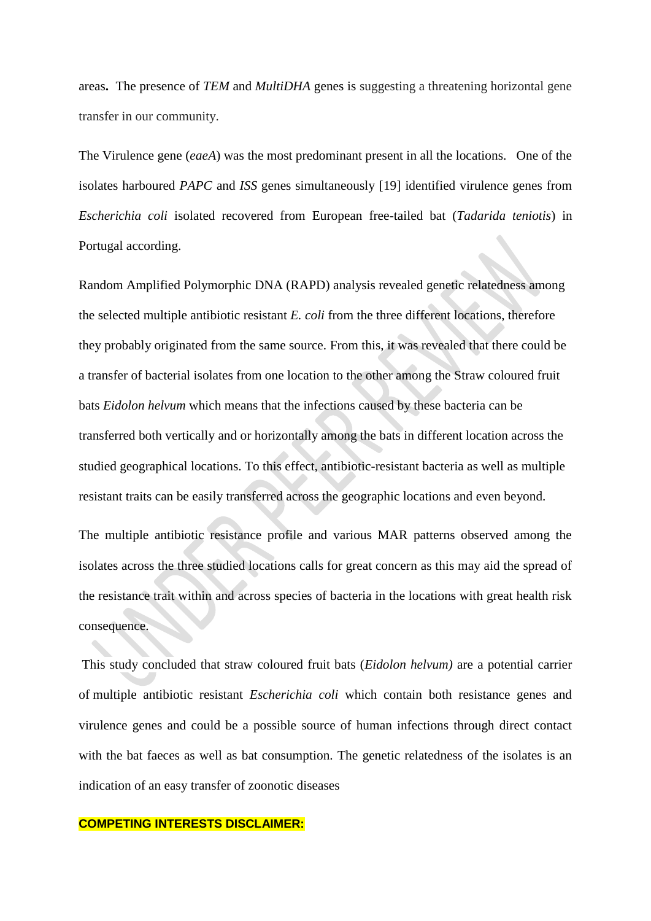areas**.** The presence of *TEM* and *MultiDHA* genes is suggesting a threatening horizontal gene transfer in our community.

The Virulence gene (*eaeA*) was the most predominant present in all the locations. One of the isolates harboured *PAPC* and *ISS* genes simultaneously [19] identified virulence genes from *Escherichia coli* isolated recovered from European free-tailed bat (*Tadarida teniotis*) in Portugal according.

Random Amplified Polymorphic DNA (RAPD) analysis revealed genetic relatedness among the selected multiple antibiotic resistant *E. coli* from the three different locations, therefore they probably originated from the same source. From this, it was revealed that there could be a transfer of bacterial isolates from one location to the other among the Straw coloured fruit bats *Eidolon helvum* which means that the infections caused by these bacteria can be transferred both vertically and or horizontally among the bats in different location across the studied geographical locations. To this effect, antibiotic-resistant bacteria as well as multiple resistant traits can be easily transferred across the geographic locations and even beyond.

The multiple antibiotic resistance profile and various MAR patterns observed among the isolates across the three studied locations calls for great concern as this may aid the spread of the resistance trait within and across species of bacteria in the locations with great health risk consequence.

This study concluded that straw coloured fruit bats (*Eidolon helvum)* are a potential carrier of multiple antibiotic resistant *Escherichia coli* which contain both resistance genes and virulence genes and could be a possible source of human infections through direct contact with the bat faeces as well as bat consumption. The genetic relatedness of the isolates is an indication of an easy transfer of zoonotic diseases

**COMPETING INTERESTS DISCLAIMER:**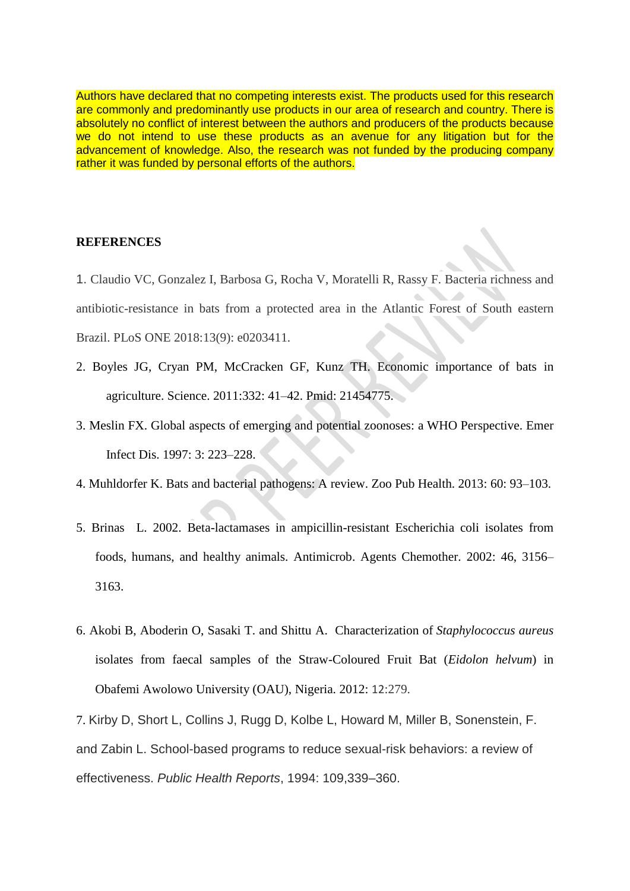Authors have declared that no competing interests exist. The products used for this research are commonly and predominantly use products in our area of research and country. There is absolutely no conflict of interest between the authors and producers of the products because we do not intend to use these products as an avenue for any litigation but for the advancement of knowledge. Also, the research was not funded by the producing company rather it was funded by personal efforts of the authors.

**REFERENCES**

1. Claudio VC, Gonzalez I, Barbosa G, Rocha V, Moratelli R, Rassy F. Bacteria richness and antibiotic-resistance in bats from a protected area in the Atlantic Forest of South eastern Brazil. PLoS ONE 2018:13(9): e0203411.
2. Boyles JG, Cryan PM, McCracken GF, Kunz TH. Economic importance of bats in agriculture. Science. 2011:332: 41–42. Pmid: 21454775.
3. Meslin FX. Global aspects of emerging and potential zoonoses: a WHO Perspective. Emer Infect Dis. 1997: 3: 223–228.
4. Muhldorfer K. Bats and bacterial pathogens: A review. Zoo Pub Health. 2013: 60: 93–103.
5. Brinas L. 2002. Beta-lactamases in ampicillin-resistant Escherichia coli isolates from foods, humans, and healthy animals. Antimicrob. Agents Chemother. 2002: 46, 3156–3163.
6. Akobi B, Aboderin O, Sasaki T. and Shittu A. Characterization of *Staphylococcus aureus* isolates from faecal samples of the Straw-Coloured Fruit Bat (*Eidolon helvum*) in Obafemi Awolowo University (OAU), Nigeria. 2012: 12:279.
7. Kirby D, Short L, Collins J, Rugg D, Kolbe L, Howard M, Miller B, Sonenstein, F. and Zabin L. School-based programs to reduce sexual-risk behaviors: a review of effectiveness. *Public Health Reports*, 1994: 109,339–360.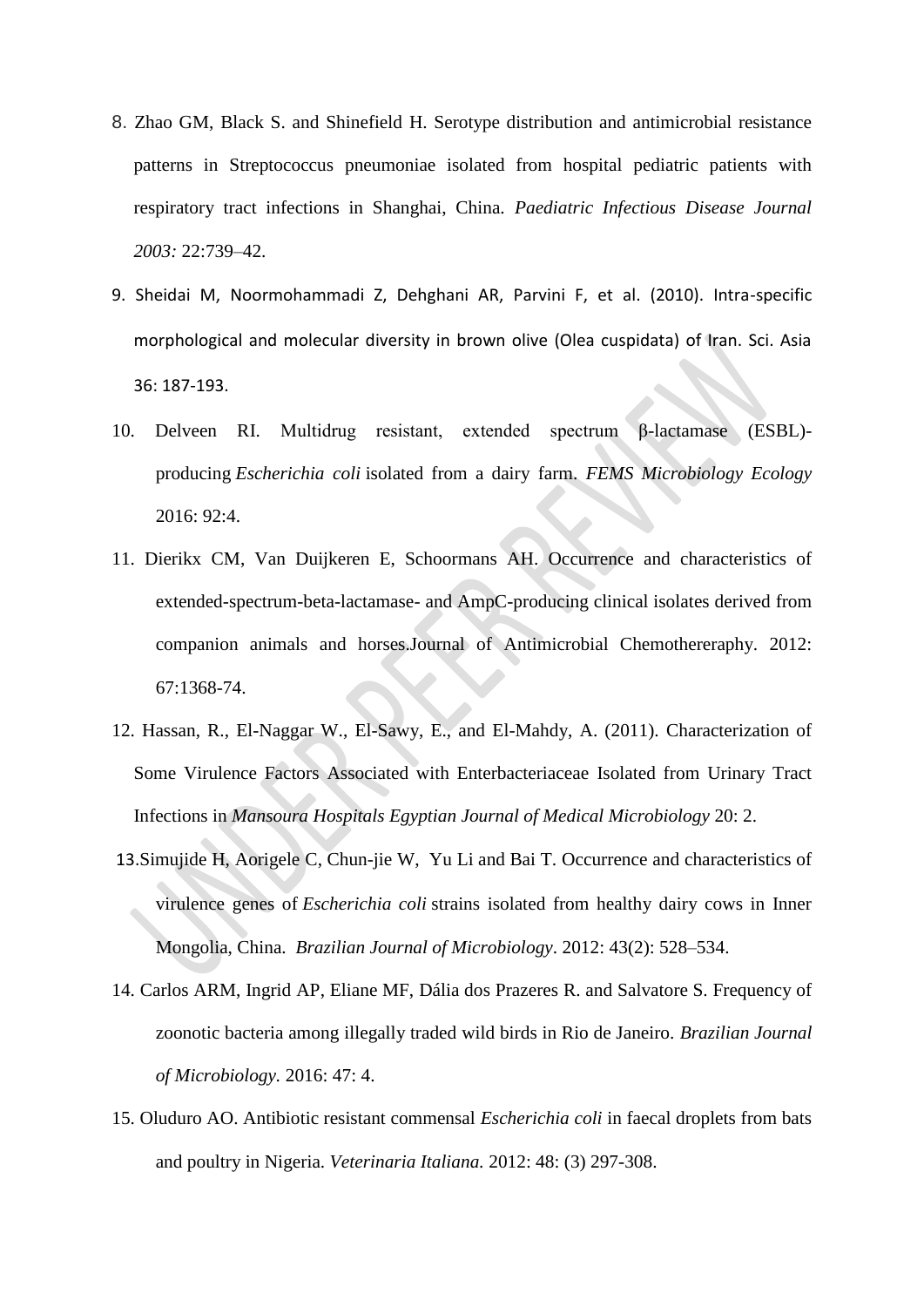8. Zhao GM, Black S. and Shinefield H. Serotype distribution and antimicrobial resistance patterns in Streptococcus pneumoniae isolated from hospital pediatric patients with respiratory tract infections in Shanghai, China. *Paediatric Infectious Disease Journal 2003:* 22:739–42.

9. Sheidai M, Noormohammadi Z, Dehghani AR, Parvini F, et al. (2010). Intra-specific morphological and molecular diversity in brown olive (Olea cuspidata) of Iran. Sci. Asia 36: 187-193.

10. Delveen RI. Multidrug resistant, extended spectrum β-lactamase (ESBL)-producing *Escherichia coli* isolated from a dairy farm. *FEMS Microbiology Ecology* 2016: 92:4.

11. Dierikx CM, Van Duijkeren E, Schoormans AH. Occurrence and characteristics of extended-spectrum-beta-lactamase- and AmpC-producing clinical isolates derived from companion animals and horses.Journal of Antimicrobial Chemothereraphy. 2012: 67:1368-74.

12. Hassan, R., El-Naggar W., El-Sawy, E., and El-Mahdy, A. (2011). Characterization of Some Virulence Factors Associated with Enterbacteriaceae Isolated from Urinary Tract Infections in *Mansoura Hospitals Egyptian Journal of Medical Microbiology* 20: 2.

13. Simujide H, Aorigele C, Chun-jie W, Yu Li and Bai T. Occurrence and characteristics of virulence genes of *Escherichia coli* strains isolated from healthy dairy cows in Inner Mongolia, China. *Brazilian Journal of Microbiology*. 2012: 43(2): 528–534.

14. Carlos ARM, Ingrid AP, Eliane MF, Dália dos Prazeres R. and Salvatore S. Frequency of zoonotic bacteria among illegally traded wild birds in Rio de Janeiro. *Brazilian Journal of Microbiology.* 2016: 47: 4.

15. Oluduro AO. Antibiotic resistant commensal *Escherichia coli* in faecal droplets from bats and poultry in Nigeria. *Veterinaria Italiana.* 2012: 48: (3) 297-308.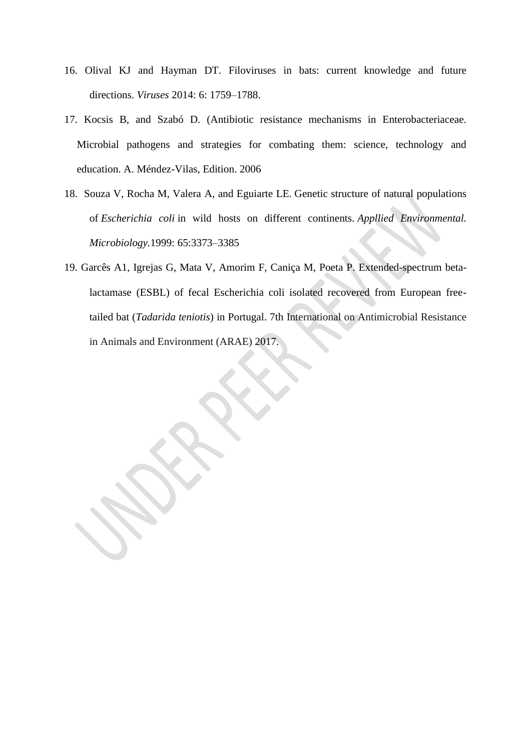16. Olival KJ and Hayman DT. Filoviruses in bats: current knowledge and future directions. *Viruses* 2014: 6: 1759–1788.

17. Kocsis B, and Szabó D. (Antibiotic resistance mechanisms in Enterobacteriaceae. Microbial pathogens and strategies for combating them: science, technology and education. A. Méndez-Vilas, Edition. 2006

18. Souza V, Rocha M, Valera A, and Eguiarte LE. Genetic structure of natural populations of *Escherichia coli* in wild hosts on different continents. *Appllied Environmental. Microbiology*.1999: 65:3373–3385

19. Garcês A1, Igrejas G, Mata V, Amorim F, Caniça M, Poeta P. Extended-spectrum beta-lactamase (ESBL) of fecal Escherichia coli isolated recovered from European free-tailed bat (*Tadarida teniotis*) in Portugal. 7th International on Antimicrobial Resistance in Animals and Environment (ARAE) 2017.